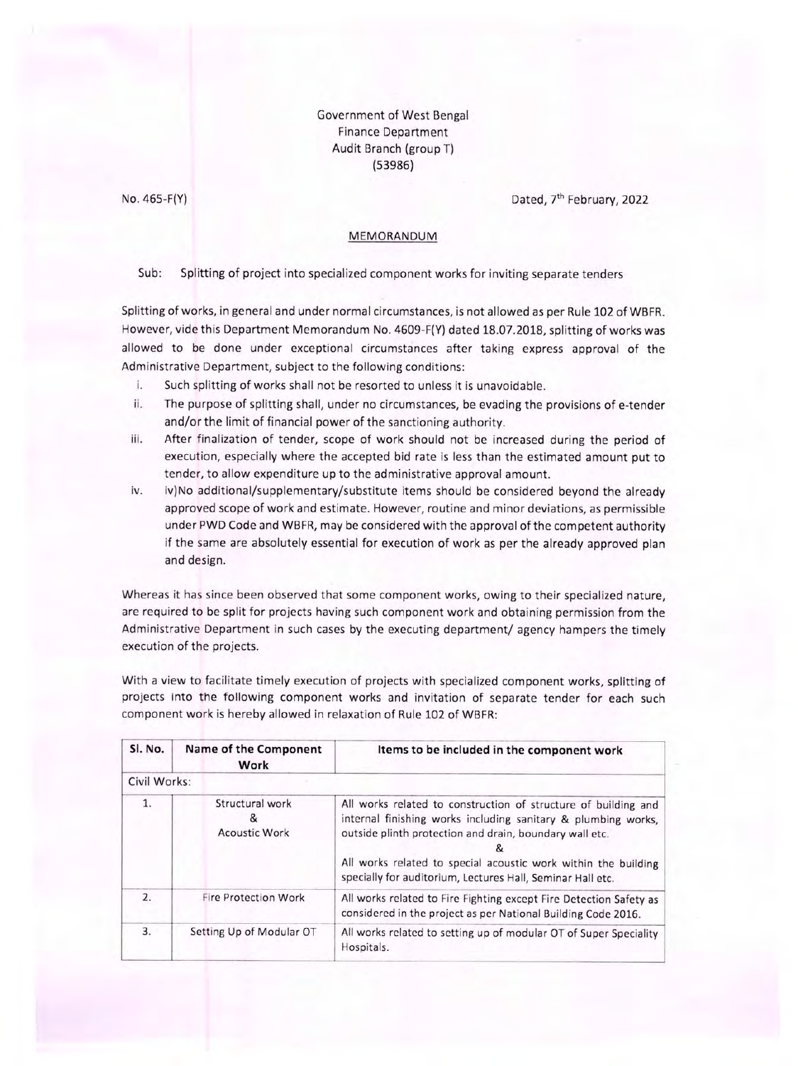Government of West Bengal
Finance Department
Audit Branch (group T)
(53986)

No. 465-F(Y)

Dated, 7th February, 2022

## MEMORANDUM

Sub: Splitting of project into specialized component works for inviting separate tenders

Splitting of works, in general and under normal circumstances, is not allowed as per Rule 102 of WBFR. However, vide this Department Memorandum No. 4609-F(Y) dated 18.07.2018, splitting of works was allowed to be done under exceptional circumstances after taking express approval of the Administrative Department, subject to the following conditions:

i. Such splitting of works shall not be resorted to unless it is unavoidable.

ii. The purpose of splitting shall, under no circumstances, be evading the provisions of e-tender and/or the limit of financial power of the sanctioning authority.

iii. After finalization of tender, scope of work should not be increased during the period of execution, especially where the accepted bid rate is less than the estimated amount put to tender, to allow expenditure up to the administrative approval amount.

iv. iv)No additional/supplementary/substitute items should be considered beyond the already approved scope of work and estimate. However, routine and minor deviations, as permissible under PWD Code and WBFR, may be considered with the approval of the competent authority if the same are absolutely essential for execution of work as per the already approved plan and design.

Whereas it has since been observed that some component works, owing to their specialized nature, are required to be split for projects having such component work and obtaining permission from the Administrative Department in such cases by the executing department/ agency hampers the timely execution of the projects.

With a view to facilitate timely execution of projects with specialized component works, splitting of projects into the following component works and invitation of separate tender for each such component work is hereby allowed in relaxation of Rule 102 of WBFR:

| Sl. No. | Name of the Component Work | Items to be included in the component work |
|---|---|---|
| Civil Works: | | |
| 1. | Structural work & Acoustic Work | All works related to construction of structure of building and internal finishing works including sanitary & plumbing works, outside plinth protection and drain, boundary wall etc. & All works related to special acoustic work within the building specially for auditorium, Lectures Hall, Seminar Hall etc. |
| 2. | Fire Protection Work | All works related to Fire Fighting except Fire Detection Safety as considered in the project as per National Building Code 2016. |
| 3. | Setting Up of Modular OT | All works related to setting up of modular OT of Super Speciality Hospitals. |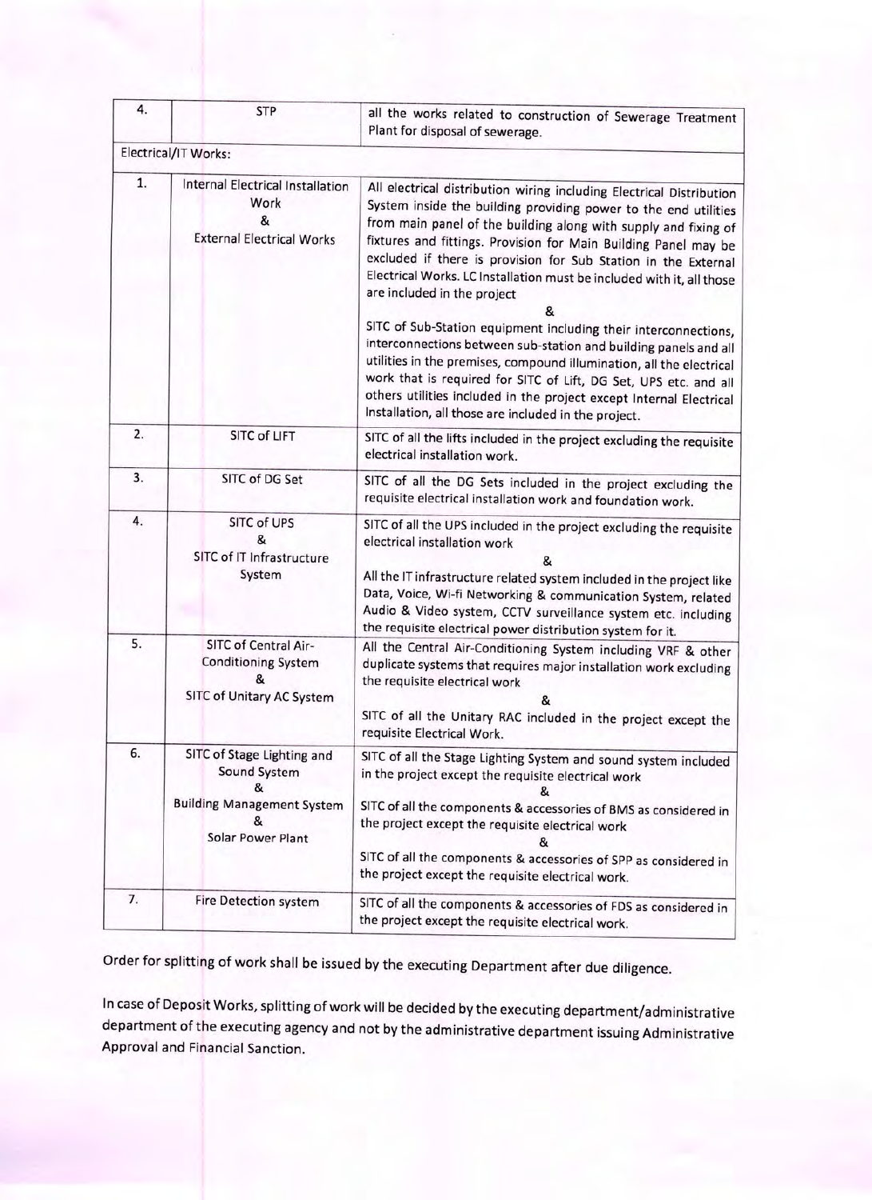| 4. | STP | all the works related to construction of Sewerage Treatment Plant for disposal of sewerage. |
|---|---|---|
| Electrical/IT Works: | | |
| 1. | Internal Electrical Installation Work<br>&<br>External Electrical Works | All electrical distribution wiring including Electrical Distribution System inside the building providing power to the end utilities from main panel of the building along with supply and fixing of fixtures and fittings. Provision for Main Building Panel may be excluded if there is provision for Sub Station in the External Electrical Works. LC Installation must be included with it, all those are included in the project<br>&<br>SITC of Sub-Station equipment including their interconnections, interconnections between sub-station and building panels and all utilities in the premises, compound illumination, all the electrical work that is required for SITC of Lift, DG Set, UPS etc. and all others utilities included in the project except Internal Electrical Installation, all those are included in the project. |
| 2. | SITC of LIFT | SITC of all the lifts included in the project excluding the requisite electrical installation work. |
| 3. | SITC of DG Set | SITC of all the DG Sets included in the project excluding the requisite electrical installation work and foundation work. |
| 4. | SITC of UPS<br>&<br>SITC of IT Infrastructure System | SITC of all the UPS included in the project excluding the requisite electrical installation work<br>&<br>All the IT infrastructure related system included in the project like Data, Voice, Wi-fi Networking & communication System, related Audio & Video system, CCTV surveillance system etc. including the requisite electrical power distribution system for it. |
| 5. | SITC of Central Air-Conditioning System<br>&<br>SITC of Unitary AC System | All the Central Air-Conditioning System including VRF & other duplicate systems that requires major installation work excluding the requisite electrical work<br>&<br>SITC of all the Unitary RAC included in the project except the requisite Electrical Work. |
| 6. | SITC of Stage Lighting and Sound System<br>&<br>Building Management System<br>&<br>Solar Power Plant | SITC of all the Stage Lighting System and sound system included in the project except the requisite electrical work<br>&<br>SITC of all the components & accessories of BMS as considered in the project except the requisite electrical work<br>&<br>SITC of all the components & accessories of SPP as considered in the project except the requisite electrical work. |
| 7. | Fire Detection system | SITC of all the components & accessories of FDS as considered in the project except the requisite electrical work. |

Order for splitting of work shall be issued by the executing Department after due diligence.

In case of Deposit Works, splitting of work will be decided by the executing department/administrative department of the executing agency and not by the administrative department issuing Administrative Approval and Financial Sanction.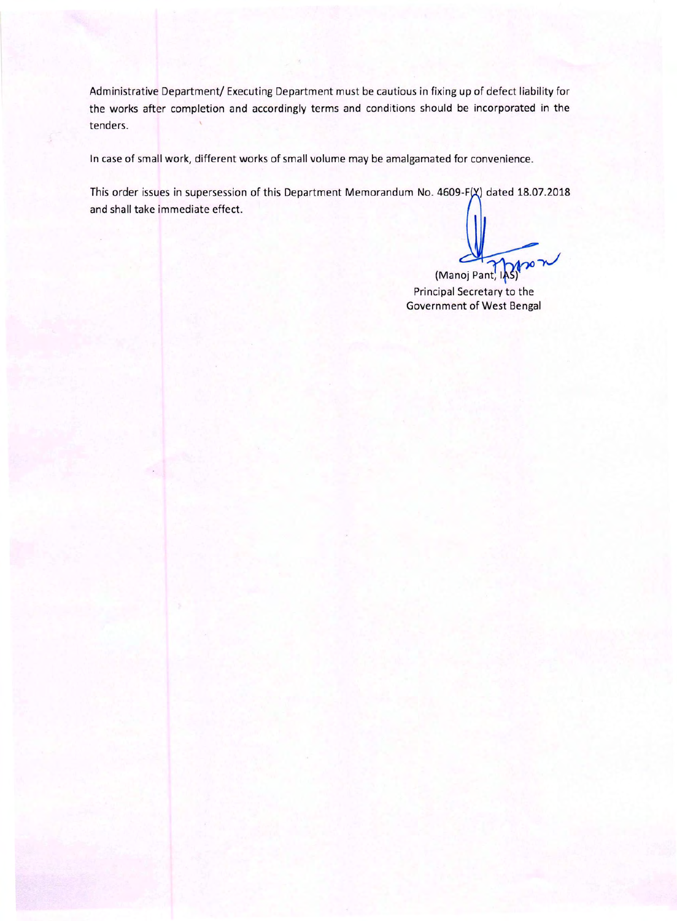Administrative Department/ Executing Department must be cautious in fixing up of defect liability for the works after completion and accordingly terms and conditions should be incorporated in the tenders.

In case of small work, different works of small volume may be amalgamated for convenience.

This order issues in supersession of this Department Memorandum No. 4609-F(Y) dated 18.07.2018 and shall take immediate effect.

(Manoj Pant, IAS)
Principal Secretary to the
Government of West Bengal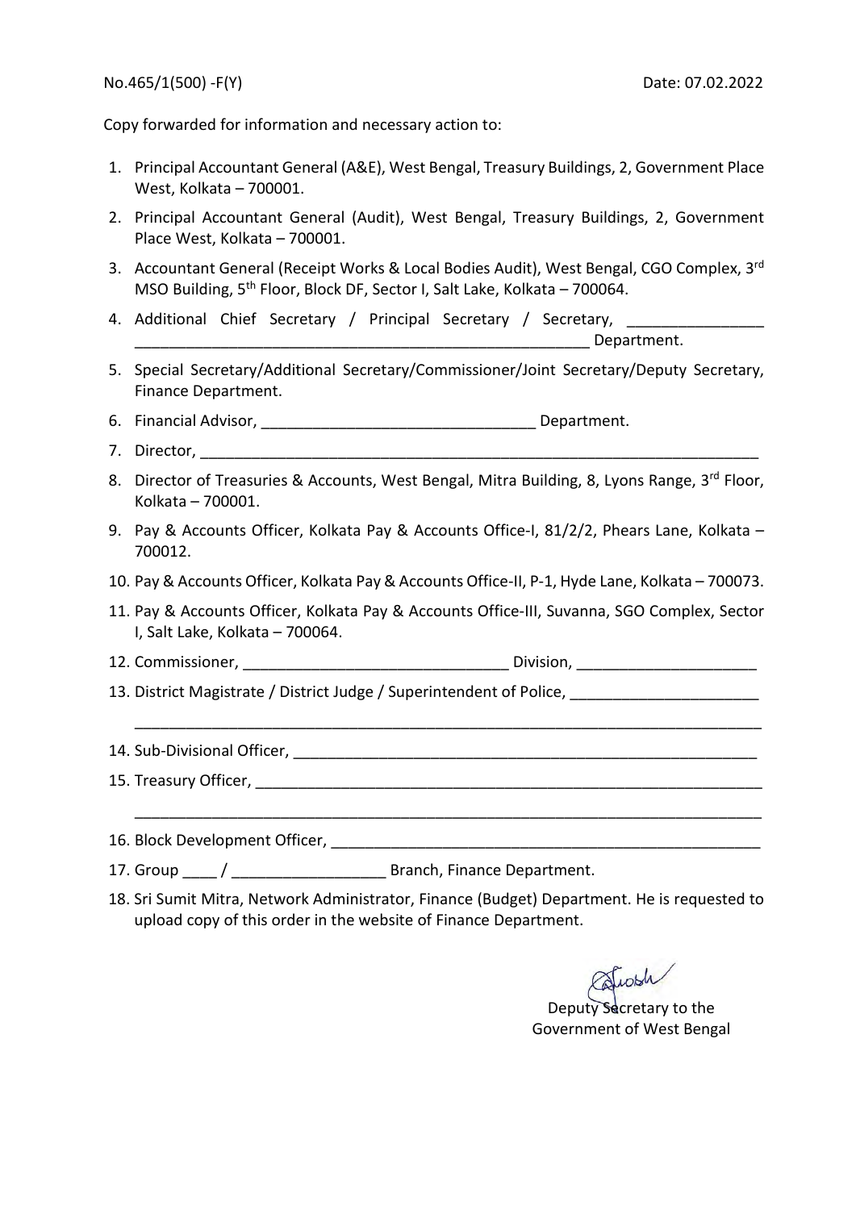No.465/1(500) -F(Y)　　　　　　　　　　　　　　　　　　　　　　　　　　Date: 07.02.2022

Copy forwarded for information and necessary action to:

1. Principal Accountant General (A&E), West Bengal, Treasury Buildings, 2, Government Place West, Kolkata – 700001.
2. Principal Accountant General (Audit), West Bengal, Treasury Buildings, 2, Government Place West, Kolkata – 700001.
3. Accountant General (Receipt Works & Local Bodies Audit), West Bengal, CGO Complex, 3rd MSO Building, 5th Floor, Block DF, Sector I, Salt Lake, Kolkata – 700064.
4. Additional Chief Secretary / Principal Secretary / Secretary, ________________ ________________________________________________________ Department.
5. Special Secretary/Additional Secretary/Commissioner/Joint Secretary/Deputy Secretary, Finance Department.
6. Financial Advisor, ________________________________ Department.
7. Director, ____________________________________________________________________
8. Director of Treasuries & Accounts, West Bengal, Mitra Building, 8, Lyons Range, 3rd Floor, Kolkata – 700001.
9. Pay & Accounts Officer, Kolkata Pay & Accounts Office-I, 81/2/2, Phears Lane, Kolkata – 700012.
10. Pay & Accounts Officer, Kolkata Pay & Accounts Office-II, P-1, Hyde Lane, Kolkata – 700073.
11. Pay & Accounts Officer, Kolkata Pay & Accounts Office-III, Suvanna, SGO Complex, Sector I, Salt Lake, Kolkata – 700064.
12. Commissioner, _______________________________ Division, _____________________
13. District Magistrate / District Judge / Superintendent of Police, ______________________ ___________________________________________________________________________
14. Sub-Divisional Officer, ________________________________________________________
15. Treasury Officer, ______________________________________________________________ ___________________________________________________________________________
16. Block Development Officer, ____________________________________________________
17. Group ____ / __________________ Branch, Finance Department.
18. Sri Sumit Mitra, Network Administrator, Finance (Budget) Department. He is requested to upload copy of this order in the website of Finance Department.

Deputy Secretary to the
Government of West Bengal